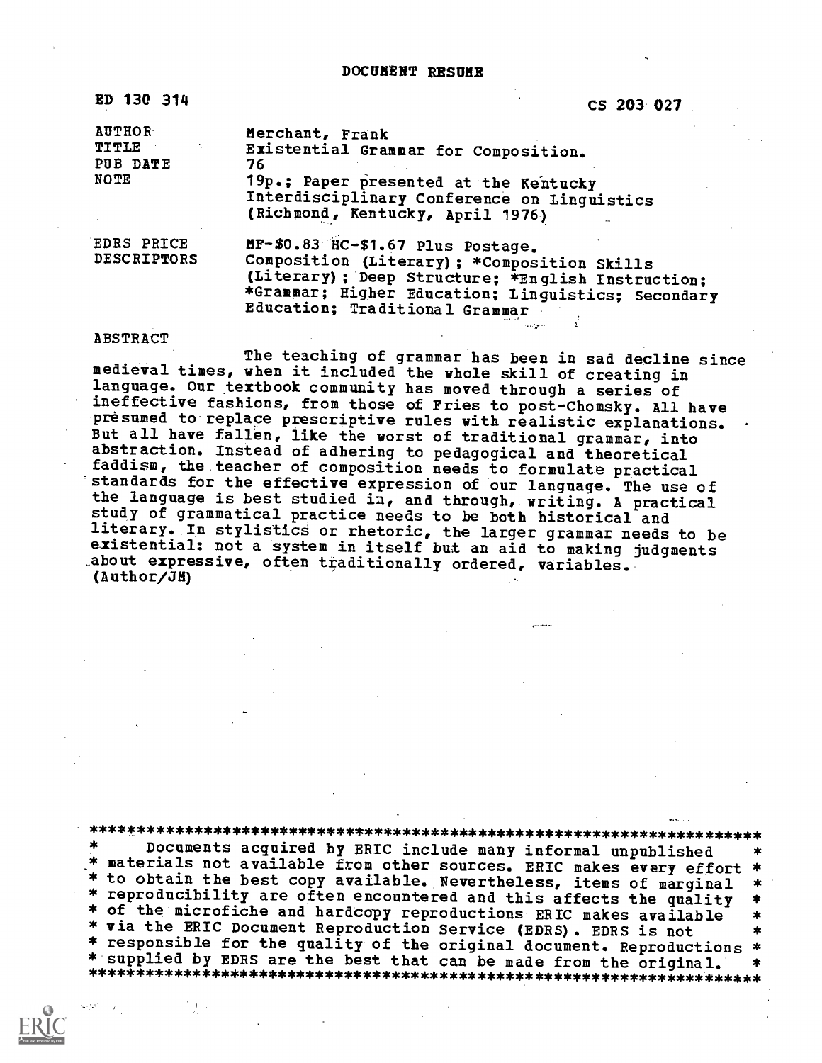# DOCUMENT RESUME

ED 130 314 CS 203 027

| | |
|---|---|
| AUTHOR | Merchant, Frank |
| TITLE | Existential Grammar for Composition. |
| PUB DATE | 76 |
| NOTE | 19p.; Paper presented at the Kentucky Interdisciplinary Conference on Linguistics (Richmond, Kentucky, April 1976) |
| EDRS PRICE | MF-$0.83 HC-$1.67 Plus Postage. |
| DESCRIPTORS | Composition (Literary); *Composition Skills (Literary); Deep Structure; *English Instruction; *Grammar; Higher Education; Linguistics; Secondary Education; Traditional Grammar |

## ABSTRACT

The teaching of grammar has been in sad decline since medieval times, when it included the whole skill of creating in language. Our textbook community has moved through a series of ineffective fashions, from those of Fries to post-Chomsky. All have presumed to replace prescriptive rules with realistic explanations. But all have fallen, like the worst of traditional grammar, into abstraction. Instead of adhering to pedagogical and theoretical faddism, the teacher of composition needs to formulate practical standards for the effective expression of our language. The use of the language is best studied in, and through, writing. A practical study of grammatical practice needs to be both historical and literary. In stylistics or rhetoric, the larger grammar needs to be existential: not a system in itself but an aid to making judgments about expressive, often traditionally ordered, variables. (Author/JM)

***********************************************************************
* Documents acquired by ERIC include many informal unpublished *
* materials not available from other sources. ERIC makes every effort *
* to obtain the best copy available. Nevertheless, items of marginal *
* reproducibility are often encountered and this affects the quality *
* of the microfiche and hardcopy reproductions ERIC makes available *
* via the ERIC Document Reproduction Service (EDRS). EDRS is not *
* responsible for the quality of the original document. Reproductions *
* supplied by EDRS are the best that can be made from the original. *
***********************************************************************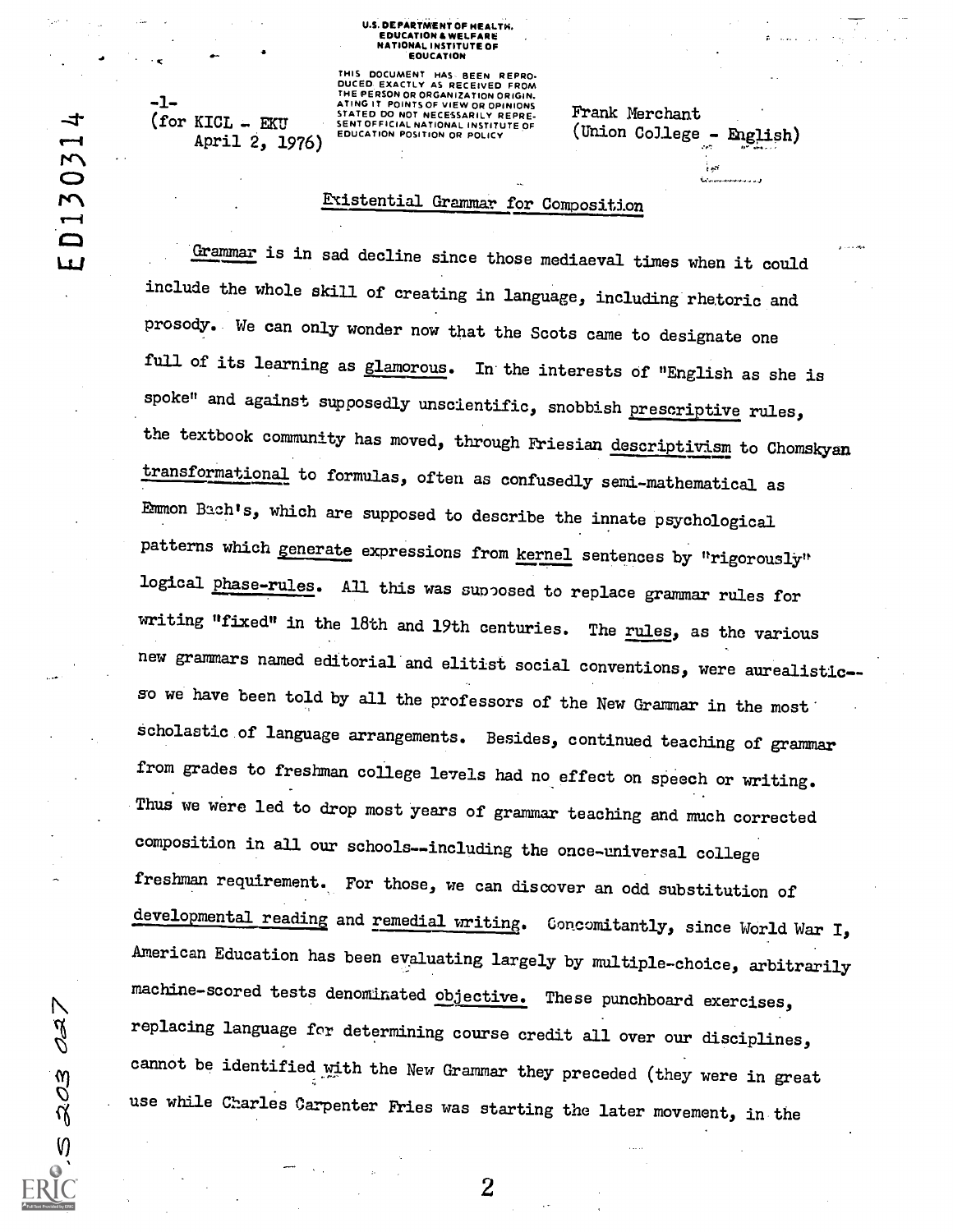U.S. DEPARTMENT OF HEALTH, EDUCATION & WELFARE NATIONAL INSTITUTE OF EDUCATION

THIS DOCUMENT HAS BEEN REPRODUCED EXACTLY AS RECEIVED FROM THE PERSON OR ORGANIZATION ORIGINATING IT. POINTS OF VIEW OR OPINIONS STATED DO NOT NECESSARILY REPRESENT OFFICIAL NATIONAL INSTITUTE OF EDUCATION POSITION OR POLICY

ED130314

-1-
(for KICL - EKU
April 2, 1976)

Frank Merchant
(Union College - English)

# Existential Grammar for Composition

Grammar is in sad decline since those mediaeval times when it could include the whole skill of creating in language, including rhetoric and prosody. We can only wonder now that the Scots came to designate one full of its learning as glamorous. In the interests of "English as she is spoke" and against supposedly unscientific, snobbish prescriptive rules, the textbook community has moved, through Friesian descriptivism to Chomskyan transformational to formulas, often as confusedly semi-mathematical as Emmon Bach's, which are supposed to describe the innate psychological patterns which generate expressions from kernel sentences by "rigorously" logical phase-rules. All this was supposed to replace grammar rules for writing "fixed" in the 18th and 19th centuries. The rules, as the various new grammars named editorial and elitist social conventions, were aurealistic--so we have been told by all the professors of the New Grammar in the most scholastic of language arrangements. Besides, continued teaching of grammar from grades to freshman college levels had no effect on speech or writing. Thus we were led to drop most years of grammar teaching and much corrected composition in all our schools--including the once-universal college freshman requirement. For those, we can discover an odd substitution of developmental reading and remedial writing. Concomitantly, since World War I, American Education has been evaluating largely by multiple-choice, arbitrarily machine-scored tests denominated objective. These punchboard exercises, replacing language for determining course credit all over our disciplines, cannot be identified with the New Grammar they preceded (they were in great use while Charles Carpenter Fries was starting the later movement, in the

S 203 027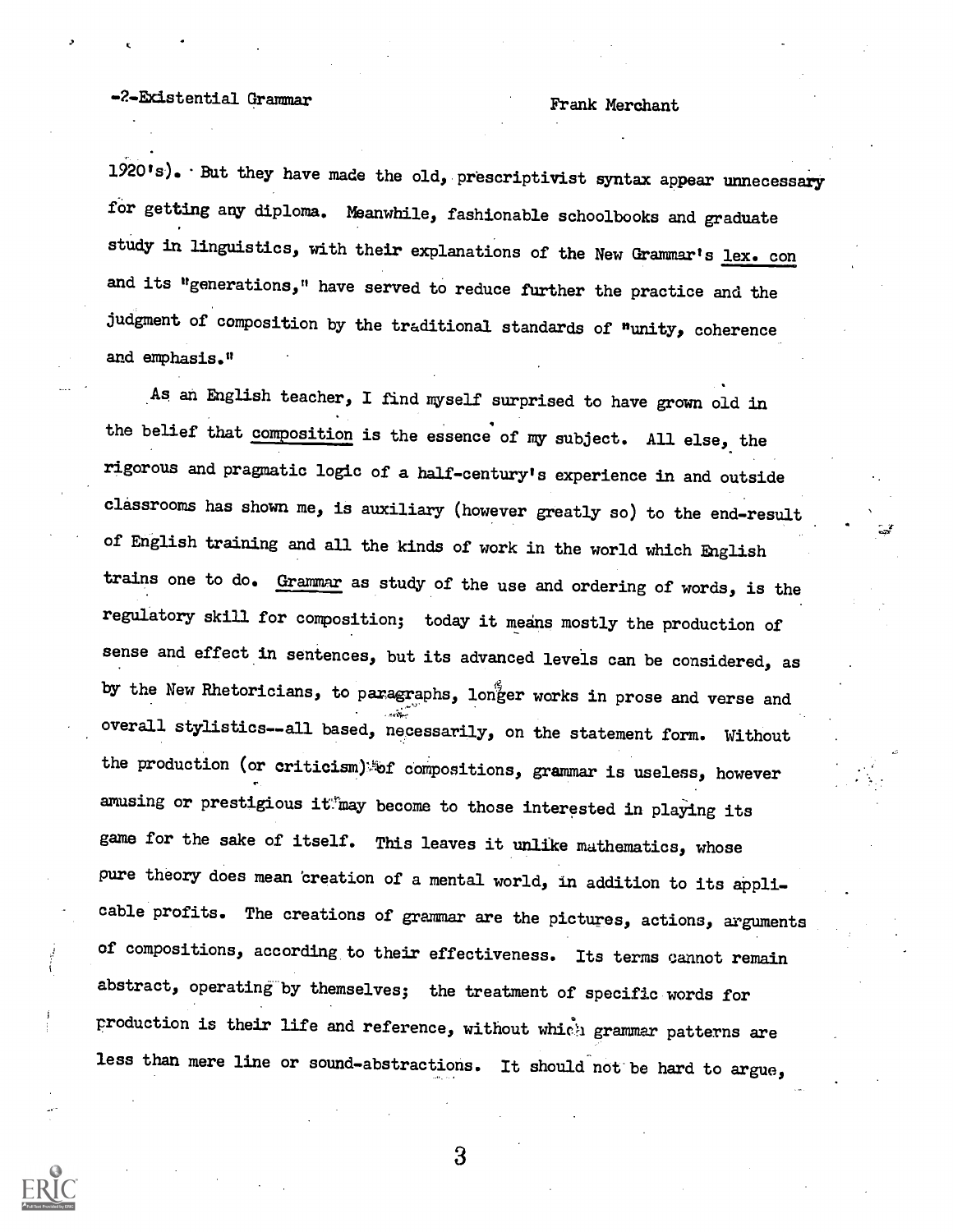1920's). But they have made the old, prescriptivist syntax appear unnecessary for getting any diploma. Meanwhile, fashionable schoolbooks and graduate study in linguistics, with their explanations of the New Grammar's lex. con and its "generations," have served to reduce further the practice and the judgment of composition by the traditional standards of "unity, coherence and emphasis."

As an English teacher, I find myself surprised to have grown old in the belief that composition is the essence of my subject. All else, the rigorous and pragmatic logic of a half-century's experience in and outside classrooms has shown me, is auxiliary (however greatly so) to the end-result of English training and all the kinds of work in the world which English trains one to do. Grammar as study of the use and ordering of words, is the regulatory skill for composition; today it means mostly the production of sense and effect in sentences, but its advanced levels can be considered, as by the New Rhetoricians, to paragraphs, longer works in prose and verse and overall stylistics--all based, necessarily, on the statement form. Without the production (or criticism) of compositions, grammar is useless, however amusing or prestigious it may become to those interested in playing its game for the sake of itself. This leaves it unlike mathematics, whose pure theory does mean creation of a mental world, in addition to its applicable profits. The creations of grammar are the pictures, actions, arguments of compositions, according to their effectiveness. Its terms cannot remain abstract, operating by themselves; the treatment of specific words for production is their life and reference, without which grammar patterns are less than mere line or sound-abstractions. It should not be hard to argue,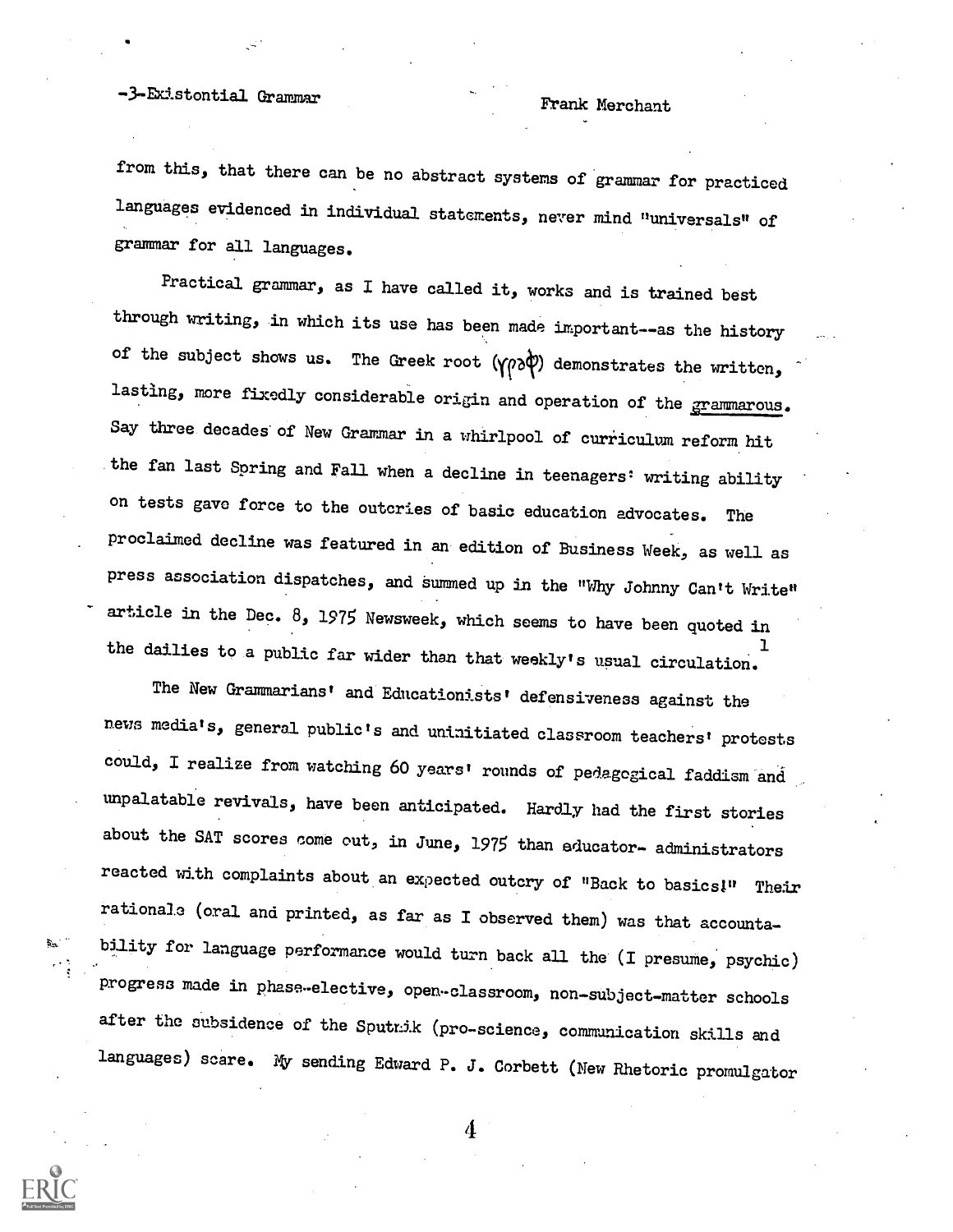from this, that there can be no abstract systems of grammar for practiced languages evidenced in individual statements, never mind "universals" of grammar for all languages.

Practical grammar, as I have called it, works and is trained best through writing, in which its use has been made important--as the history of the subject shows us. The Greek root (γραφ) demonstrates the written, lasting, more fixedly considerable origin and operation of the grammarous. Say three decades of New Grammar in a whirlpool of curriculum reform hit the fan last Spring and Fall when a decline in teenagers' writing ability on tests gave force to the outcries of basic education advocates. The proclaimed decline was featured in an edition of Business Week, as well as press association dispatches, and summed up in the "Why Johnny Can't Write" article in the Dec. 8, 1975 Newsweek, which seems to have been quoted in the dailies to a public far wider than that weekly's usual circulation.[1]

The New Grammarians' and Educationists' defensiveness against the news media's, general public's and uninitiated classroom teachers' protests could, I realize from watching 60 years' rounds of pedagogical faddism and unpalatable revivals, have been anticipated. Hardly had the first stories about the SAT scores come out, in June, 1975 than educator- administrators reacted with complaints about an expected outcry of "Back to basics!" Their rationale (oral and printed, as far as I observed them) was that accountability for language performance would turn back all the (I presume, psychic) progress made in phase-elective, open-classroom, non-subject-matter schools after the subsidence of the Sputnik (pro-science, communication skills and languages) scare. My sending Edward P. J. Corbett (New Rhetoric promulgator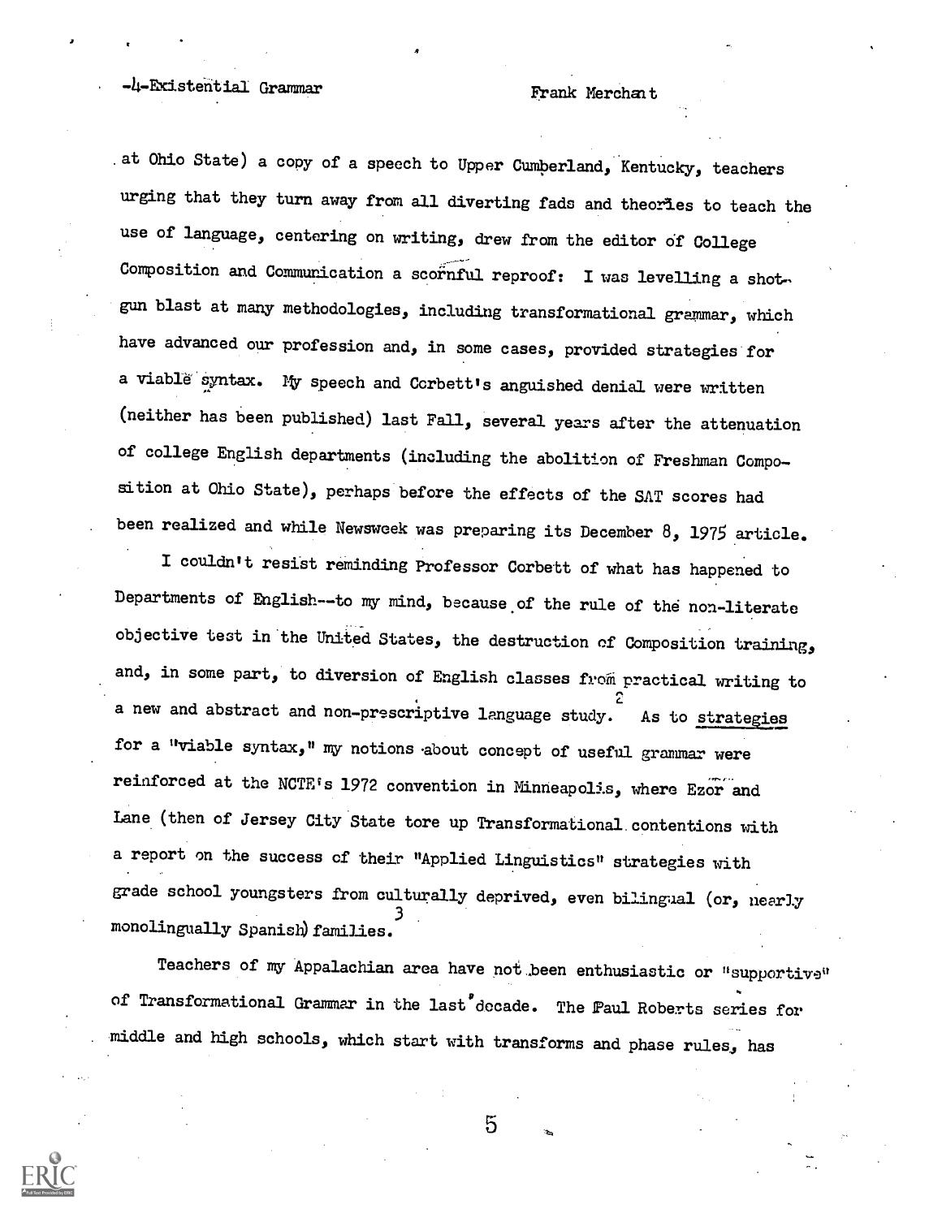at Ohio State) a copy of a speech to Upper Cumberland, Kentucky, teachers urging that they turn away from all diverting fads and theories to teach the use of language, centering on writing, drew from the editor of College Composition and Communication a scornful reproof: I was levelling a shotgun blast at many methodologies, including transformational grammar, which have advanced our profession and, in some cases, provided strategies for a viable syntax. My speech and Corbett's anguished denial were written (neither has been published) last Fall, several years after the attenuation of college English departments (including the abolition of Freshman Composition at Ohio State), perhaps before the effects of the SAT scores had been realized and while Newsweek was preparing its December 8, 1975 article.

I couldn't resist reminding Professor Corbett of what has happened to Departments of English--to my mind, because of the rule of the non-literate objective test in the United States, the destruction of Composition training, and, in some part, to diversion of English classes from practical writing to a new and abstract and non-prescriptive language study.[2] As to <u>strategies</u> for a "viable syntax," my notions about concept of useful grammar were reinforced at the NCTE's 1972 convention in Minneapolis, where Ezor and Lane (then of Jersey City State tore up Transformational contentions with a report on the success of their "Applied Linguistics" strategies with grade school youngsters from culturally deprived, even bilingual (or, nearly monolingually Spanish) families.[3]

Teachers of my Appalachian area have not been enthusiastic or "supportive" of Transformational Grammar in the last decade. The Paul Roberts series for middle and high schools, which start with transforms and phase rules, has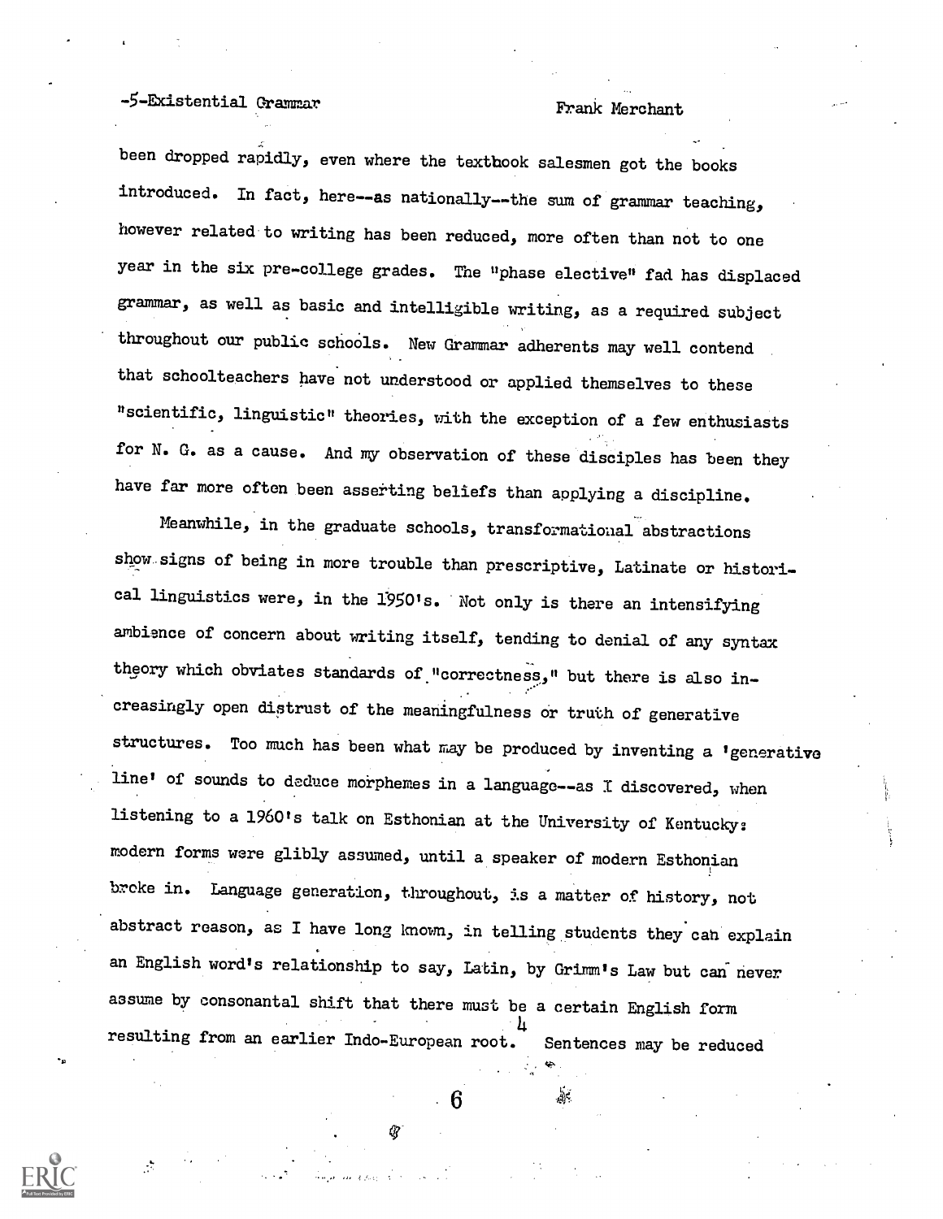been dropped rapidly, even where the textbook salesmen got the books introduced. In fact, here--as nationally--the sum of grammar teaching, however related to writing has been reduced, more often than not to one year in the six pre-college grades. The "phase elective" fad has displaced grammar, as well as basic and intelligible writing, as a required subject throughout our public schools. New Grammar adherents may well contend that schoolteachers have not understood or applied themselves to these "scientific, linguistic" theories, with the exception of a few enthusiasts for N. G. as a cause. And my observation of these disciples has been they have far more often been asserting beliefs than applying a discipline.

Meanwhile, in the graduate schools, transformational abstractions show signs of being in more trouble than prescriptive, Latinate or historical linguistics were, in the 1950's. Not only is there an intensifying ambience of concern about writing itself, tending to denial of any syntax theory which obviates standards of "correctness," but there is also increasingly open distrust of the meaningfulness or truth of generative structures. Too much has been what may be produced by inventing a 'generative line' of sounds to deduce morphemes in a language--as I discovered, when listening to a 1960's talk on Esthonian at the University of Kentucky: modern forms were glibly assumed, until a speaker of modern Esthonian broke in. Language generation, throughout, is a matter of history, not abstract reason, as I have long known, in telling students they can explain an English word's relationship to say, Latin, by Grimm's Law but can never assume by consonantal shift that there must be a certain English form resulting from an earlier Indo-European root.[4] Sentences may be reduced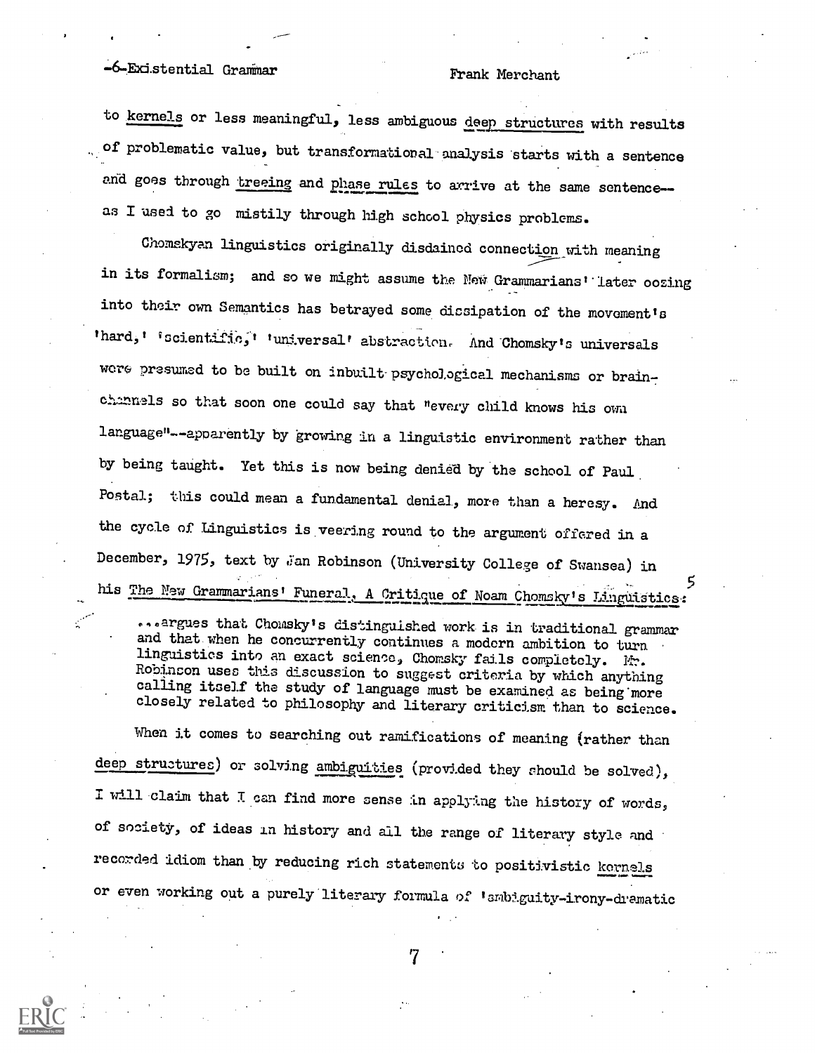to <u>kernels</u> or less meaningful, less ambiguous <u>deep structures</u> with results of problematic value, but transformational analysis starts with a sentence and goes through <u>treeing</u> and <u>phase rules</u> to arrive at the same sentence--as I used to go mistily through high school physics problems.

Chomskyan linguistics originally disdained connection with meaning in its formalism; and so we might assume the New Grammarians' later oozing into their own Semantics has betrayed some dissipation of the movement's 'hard,' 'scientific,' 'universal' abstraction. And Chomsky's universals were presumed to be built on inbuilt psychological mechanisms or brain-channels so that soon one could say that "every child knows his own language"--apparently by growing in a linguistic environment rather than by being taught. Yet this is now being denied by the school of Paul Postal; this could mean a fundamental denial, more than a heresy. And the cycle of Linguistics is veering round to the argument offered in a December, 1975, text by Ian Robinson (University College of Swansea) in his <u>The New Grammarians' Funeral, A Critique of Noam Chomsky's Linguistics</u>:[5]

> ...argues that Chomsky's distinguished work is in traditional grammar and that when he concurrently continues a modern ambition to turn linguistics into an exact science, Chomsky fails completely. Mr. Robinson uses this discussion to suggest criteria by which anything calling itself the study of language must be examined as being more closely related to philosophy and literary criticism than to science.

When it comes to searching out ramifications of meaning (rather than <u>deep structures</u>) or solving <u>ambiguities</u> (provided they should be solved), I will claim that I can find more sense in applying the history of words, of society, of ideas in history and all the range of literary style and recorded idiom than by reducing rich statements to positivistic <u>kernels</u> or even working out a purely literary formula of 'ambiguity-irony-dramatic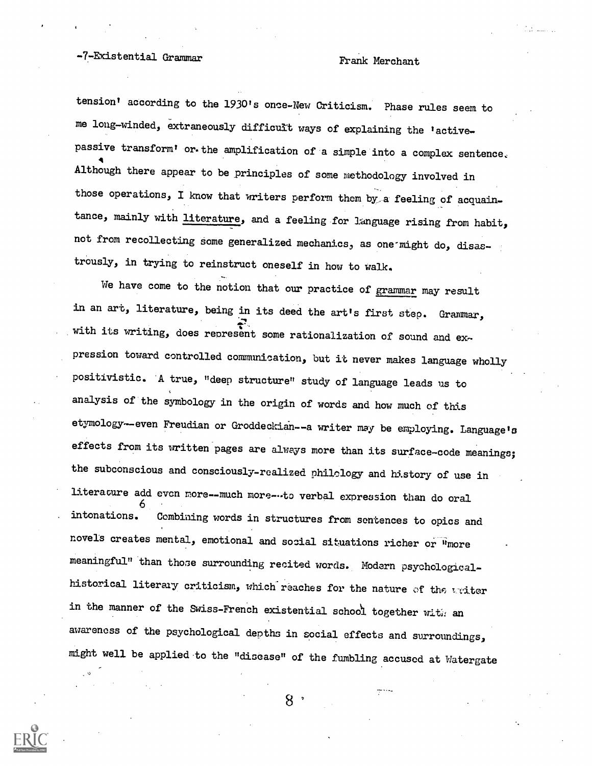tension' according to the 1930's once-New Criticism. Phase rules seem to me long-winded, extraneously difficult ways of explaining the 'active-passive transform' or the amplification of a simple into a complex sentence. Although there appear to be principles of some methodology involved in those operations, I know that writers perform them by a feeling of acquaintance, mainly with literature, and a feeling for language rising from habit, not from recollecting some generalized mechanics, as one might do, disastrously, in trying to reinstruct oneself in how to walk.

We have come to the notion that our practice of grammar may result in an art, literature, being in its deed the art's first step. Grammar, with its writing, does represent some rationalization of sound and expression toward controlled communication, but it never makes language wholly positivistic. A true, "deep structure" study of language leads us to analysis of the symbology in the origin of words and how much of this etymology--even Freudian or Groddeckian--a writer may be employing. Language's effects from its written pages are always more than its surface-code meanings; the subconscious and consciously-realized philology and history of use in literature add even more--much more--to verbal expression than do oral intonations.[6] Combining words in structures from sentences to epics and novels creates mental, emotional and social situations richer or "more meaningful" than those surrounding recited words. Modern psychological-historical literary criticism, which reaches for the nature of the writer in the manner of the Swiss-French existential school together with an awareness of the psychological depths in social effects and surroundings, might well be applied to the "disease" of the fumbling accused at Watergate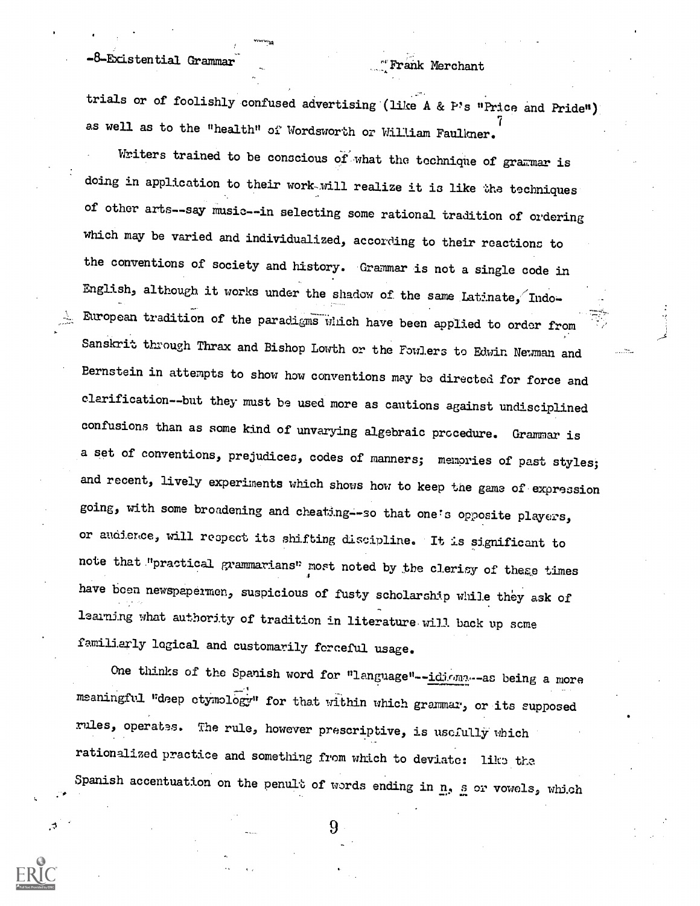trials or of foolishly confused advertising (like A & P's "Price and Pride") as well as to the "health" of Wordsworth or William Faulkner.[7]

Writers trained to be conscious of what the technique of grammar is doing in application to their work will realize it is like the techniques of other arts--say music--in selecting some rational tradition of ordering which may be varied and individualized, according to their reactions to the conventions of society and history. Grammar is not a single code in English, although it works under the shadow of the same Latinate, Indo-European tradition of the paradigms which have been applied to order from Sanskrit through Thrax and Bishop Lowth or the Fowlers to Edwin Newman and Bernstein in attempts to show how conventions may be directed for force and clarification--but they must be used more as cautions against undisciplined confusions than as some kind of unvarying algebraic procedure. Grammar is a set of conventions, prejudices, codes of manners; memories of past styles; and recent, lively experiments which shows how to keep the game of expression going, with some broadening and cheating--so that one's opposite players, or audience, will respect its shifting discipline. It is significant to note that "practical grammarians" most noted by the clerisy of these times have been newspapermen, suspicious of fusty scholarship while they ask of learning what authority of tradition in literature will back up some familiarly logical and customarily forceful usage.

One thinks of the Spanish word for "language"--idioma--as being a more meaningful "deep etymology" for that within which grammar, or its supposed rules, operates. The rule, however prescriptive, is usefully which rationalized practice and something from which to deviate: like the Spanish accentuation on the penult of words ending in n, s or vowels, which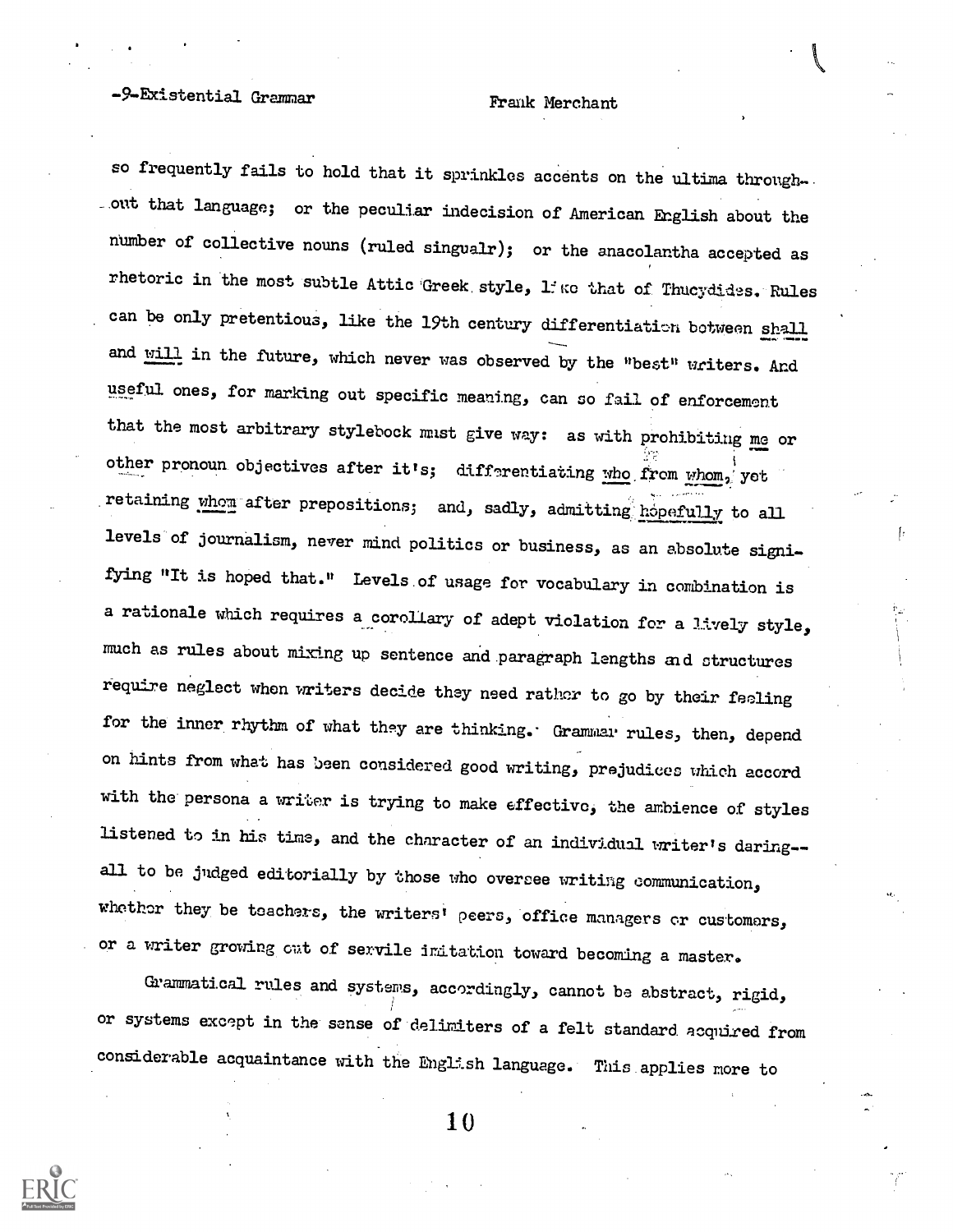so frequently fails to hold that it sprinkles accents on the ultima throughout that language; or the peculiar indecision of American English about the number of collective nouns (ruled singualr); or the anacolantha accepted as rhetoric in the most subtle Attic Greek style, like that of Thucydides. Rules can be only pretentious, like the 19th century differentiation between _shall_ and _will_ in the future, which never was observed by the "best" writers. And useful ones, for marking out specific meaning, can so fail of enforcement that the most arbitrary stylebook must give way: as with prohibiting _me_ or other pronoun objectives after it's; differentiating _who_ from _whom_, yet retaining _whom_ after prepositions; and, sadly, admitting _hopefully_ to all levels of journalism, never mind politics or business, as an absolute signifying "It is hoped that." Levels of usage for vocabulary in combination is a rationale which requires a corollary of adept violation for a lively style, much as rules about mixing up sentence and paragraph lengths and structures require neglect when writers decide they need rather to go by their feeling for the inner rhythm of what they are thinking. Grammar rules, then, depend on hints from what has been considered good writing, prejudices which accord with the persona a writer is trying to make effective, the ambience of styles listened to in his time, and the character of an individual writer's daring--all to be judged editorially by those who oversee writing communication, whether they be teachers, the writers' peers, office managers or customers, or a writer growing out of servile imitation toward becoming a master.

Grammatical rules and systems, accordingly, cannot be abstract, rigid, or systems except in the sense of delimiters of a felt standard acquired from considerable acquaintance with the English language. This applies more to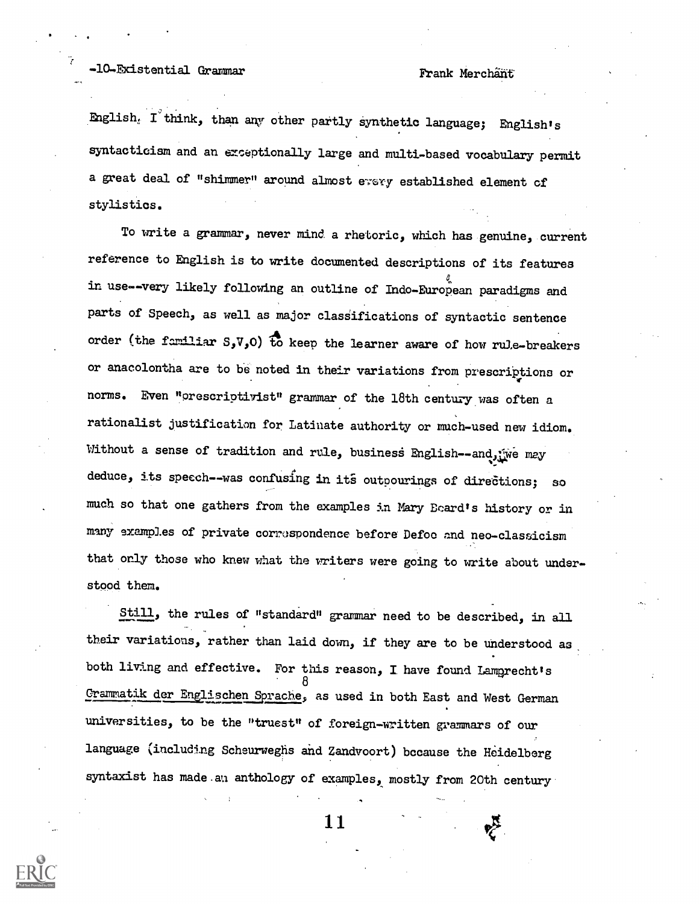English, I think, than any other partly synthetic language; English's syntacticism and an exceptionally large and multi-based vocabulary permit a great deal of "shimmer" around almost every established element of stylistics.

To write a grammar, never mind a rhetoric, which has genuine, current reference to English is to write documented descriptions of its features in use--very likely following an outline of Indo-European paradigms and parts of Speech, as well as major classifications of syntactic sentence order (the familiar S,V,O) to keep the learner aware of how rule-breakers or anacolontha are to be noted in their variations from prescriptions or norms. Even "prescriptivist" grammar of the 18th century was often a rationalist justification for Latinate authority or much-used new idiom. Without a sense of tradition and rule, business English--and, we may deduce, its speech--was confusing in its outpourings of directions; so much so that one gathers from the examples in Mary Beard's history or in many examples of private correspondence before Defoe and neo-classicism that only those who knew what the writers were going to write about understood them.

Still, the rules of "standard" grammar need to be described, in all their variations, rather than laid down, if they are to be understood as both living and effective. For this reason, I have found Lamprecht's *Grammatik der Englischen Sprache*,[8] as used in both East and West German universities, to be the "truest" of foreign-written grammars of our language (including Scheurweghs and Zandvoort) because the Heidelberg syntaxist has made an anthology of examples, mostly from 20th century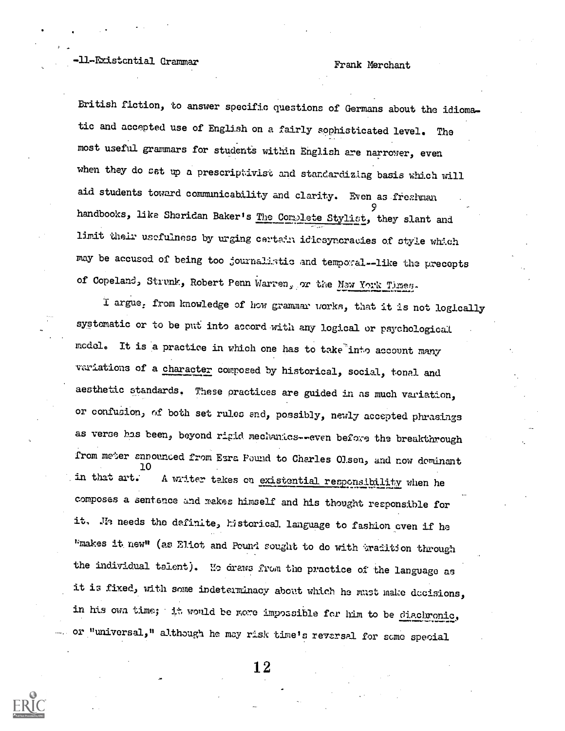British fiction, to answer specific questions of Germans about the idiomatic and accepted use of English on a fairly sophisticated level. The most useful grammars for students within English are narrower, even when they do set up a prescriptivist and standardizing basis which will aid students toward communicability and clarity. Even as freshman handbooks, like Sheridan Baker's _The Complete Stylist_,[9] they slant and limit their usefulness by urging certain idiosyncracies of style which may be accused of being too journalistic and temporal--like the precepts of Copeland, Strunk, Robert Penn Warren, or the _New York Times_.

I argue, from knowledge of how grammar works, that it is not logically systematic or to be put into accord with any logical or psychological model. It is a practice in which one has to take into account many variations of a _character_ composed by historical, social, tonal and aesthetic standards. These practices are guided in as much variation, or confusion, of both set rules and, possibly, newly accepted phrasings as verse has been, beyond rigid mechanics--even before the breakthrough from meter announced from Ezra Pound to Charles Olsen, and now dominant in that art.[10] A writer takes on _existential responsibility_ when he composes a sentence and makes himself and his thought responsible for it. He needs the definite, historical language to fashion even if he "makes it new" (as Eliot and Pound sought to do with tradition through the individual talent). He draws from the practice of the language as it is fixed, with some indeterminacy about which he must make decisions, in his own time; it would be more impossible for him to be _diachronic_, or "universal," although he may risk time's reversal for some special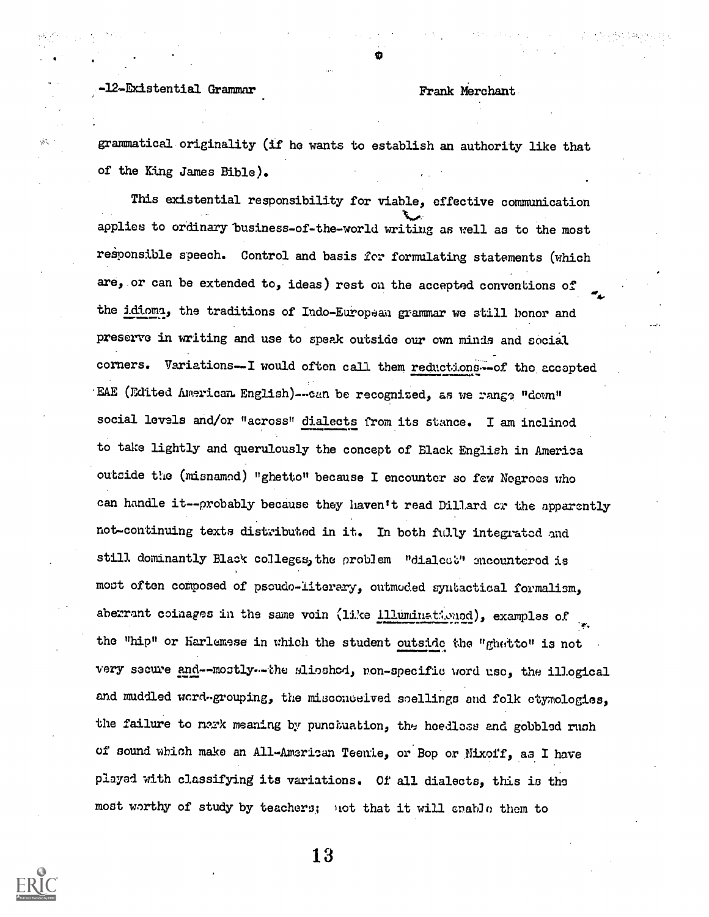grammatical originality (if he wants to establish an authority like that of the King James Bible).

This existential responsibility for viable, effective communication applies to ordinary business-of-the-world writing as well as to the most responsible speech. Control and basis for formulating statements (which are, or can be extended to, ideas) rest on the accepted conventions of the idiom, the traditions of Indo-European grammar we still honor and preserve in writing and use to speak outside our own minds and social corners. Variations--I would often call them reductions--of the accepted EAE (Edited American English)--can be recognized, as we range "down" social levels and/or "across" dialects from its stance. I am inclined to take lightly and querulously the concept of Black English in America outside the (misnamed) "ghetto" because I encounter so few Negroes who can handle it--probably because they haven't read Dillard or the apparently not-continuing texts distributed in it. In both fully integrated and still dominantly Black colleges, the problem "dialect" encountered is most often composed of pseudo-literary, outmoded syntactical formalism, aberrant coinages in the same vein (like illuminationed), examples of the "hip" or Harlemese in which the student outside the "ghetto" is not very secure and--mostly--the slipshod, non-specific word use, the illogical and muddled word-grouping, the misconceived spellings and folk etymologies, the failure to mark meaning by punctuation, the heedless and gobbled rush of sound which make an All-American Teenie, or Bop or Nixoff, as I have played with classifying its variations. Of all dialects, this is the most worthy of study by teachers; not that it will enable them to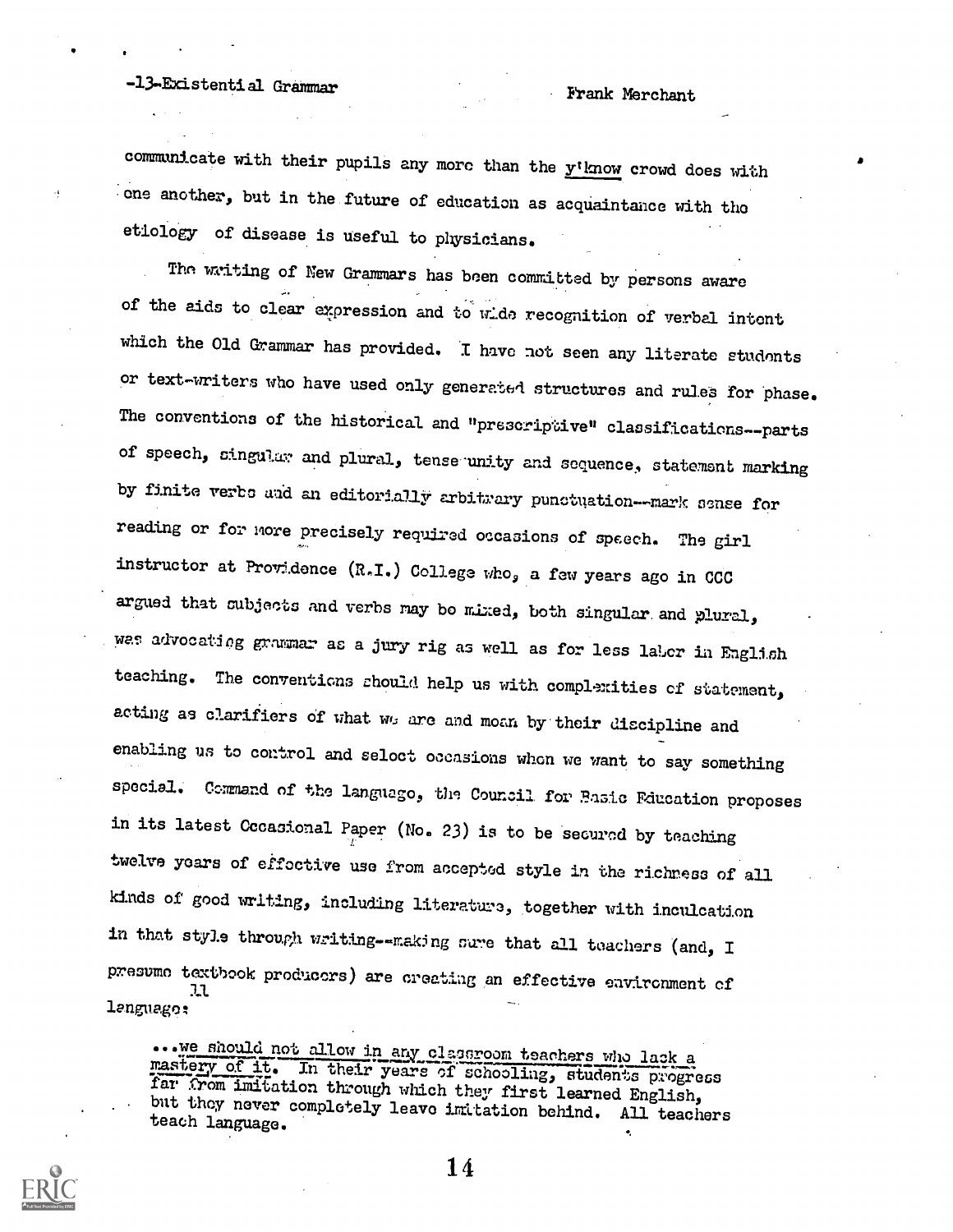communicate with their pupils any more than the *y'know* crowd does with one another, but in the future of education as acquaintance with the etiology of disease is useful to physicians.

The writing of New Grammars has been committed by persons aware of the aids to clear expression and to wide recognition of verbal intent which the Old Grammar has provided. I have not seen any literate students or text-writers who have used only generated structures and rules for phase. The conventions of the historical and "prescriptive" classifications--parts of speech, singular and plural, tense unity and sequence, statement marking by finite verbs and an editorially arbitrary punctuation--mark sense for reading or for more precisely required occasions of speech. The girl instructor at Providence (R.I.) College who, a few years ago in CCC argued that subjects and verbs may be mixed, both singular and plural, was advocating grammar as a jury rig as well as for less labor in English teaching. The conventions should help us with complexities of statement, acting as clarifiers of what we are and mean by their discipline and enabling us to control and select occasions when we want to say something special. Command of the language, the Council for Basic Education proposes in its latest Occasional Paper (No. 23) is to be secured by teaching twelve years of effective use from accepted style in the richness of all kinds of good writing, including literature, together with inculcation in that style through writing--making sure that all teachers (and, I presume textbook producers) are creating an effective environment of language:[11]

> ...we should not allow in any classroom teachers who lack a mastery of it. In their years of schooling, students progress far from imitation through which they first learned English, but they never completely leave imitation behind. All teachers teach language.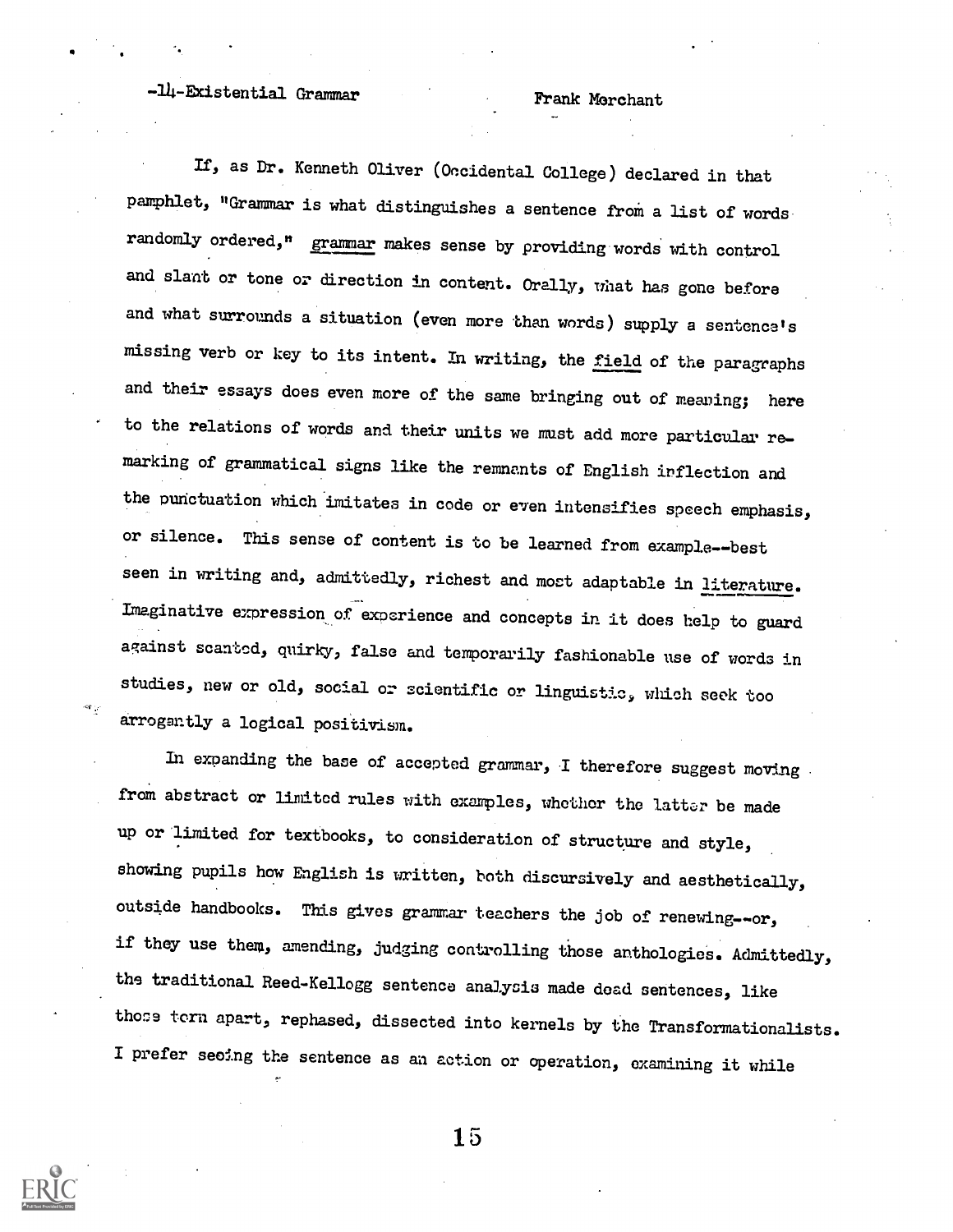-14-Existential Grammar Frank Merchant

If, as Dr. Kenneth Oliver (Occidental College) declared in that pamphlet, "Grammar is what distinguishes a sentence from a list of words randomly ordered," grammar makes sense by providing words with control and slant or tone or direction in content. Orally, what has gone before and what surrounds a situation (even more than words) supply a sentence's missing verb or key to its intent. In writing, the field of the paragraphs and their essays does even more of the same bringing out of meaning; here to the relations of words and their units we must add more particular remarking of grammatical signs like the remnants of English inflection and the punctuation which imitates in code or even intensifies speech emphasis, or silence. This sense of content is to be learned from example--best seen in writing and, admittedly, richest and most adaptable in literature. Imaginative expression of experience and concepts in it does help to guard against scanted, quirky, false and temporarily fashionable use of words in studies, new or old, social or scientific or linguistic, which seek too arrogantly a logical positivism.

In expanding the base of accepted grammar, I therefore suggest moving from abstract or limited rules with examples, whether the latter be made up or limited for textbooks, to consideration of structure and style, showing pupils how English is written, both discursively and aesthetically, outside handbooks. This gives grammar teachers the job of renewing--or, if they use them, amending, judging controlling those anthologies. Admittedly, the traditional Reed-Kellogg sentence analysis made dead sentences, like those torn apart, rephased, dissected into kernels by the Transformationalists. I prefer seeing the sentence as an action or operation, examining it while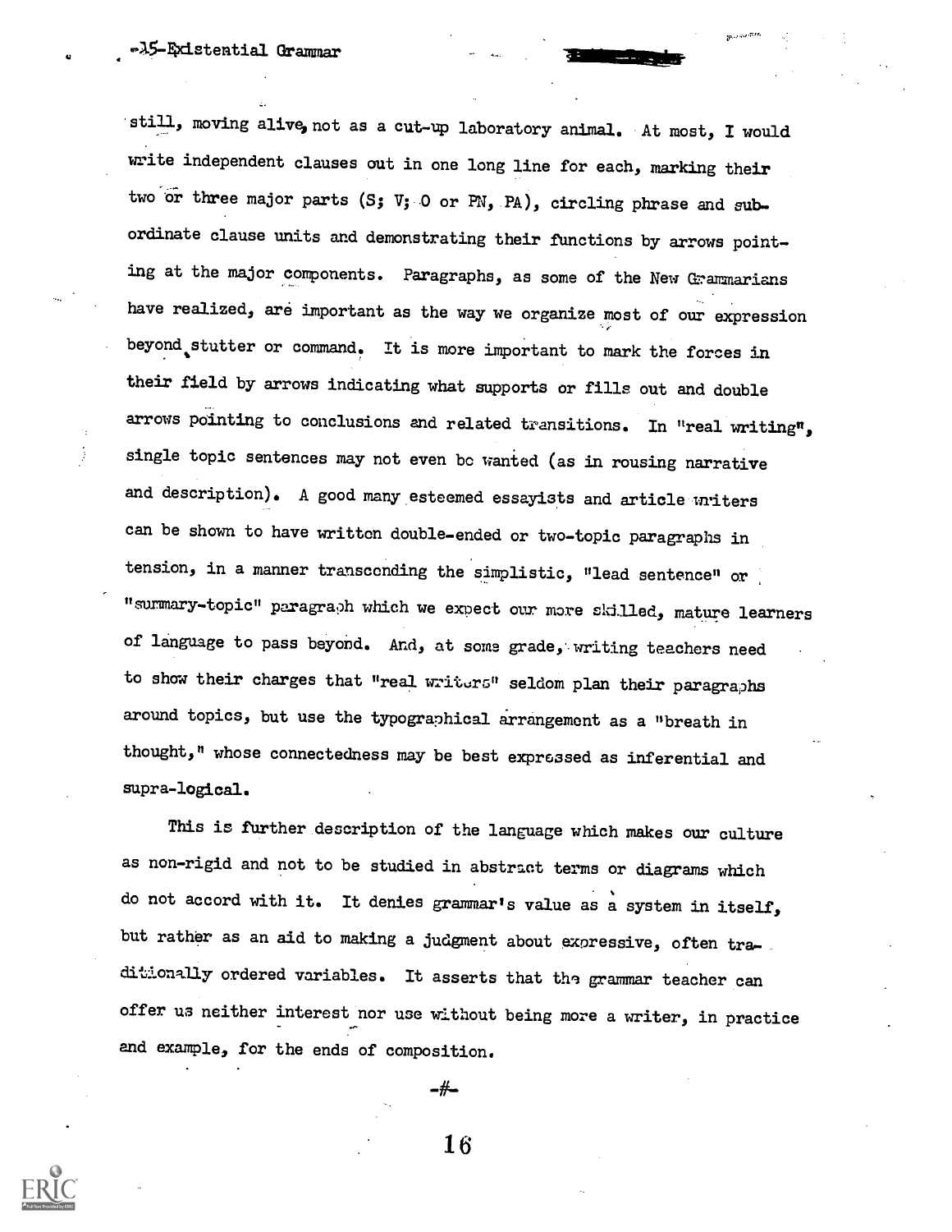still, moving alive, not as a cut-up laboratory animal. At most, I would write independent clauses out in one long line for each, marking their two or three major parts (S; V; O or PN, PA), circling phrase and subordinate clause units and demonstrating their functions by arrows pointing at the major components. Paragraphs, as some of the New Grammarians have realized, are important as the way we organize most of our expression beyond stutter or command. It is more important to mark the forces in their field by arrows indicating what supports or fills out and double arrows pointing to conclusions and related transitions. In "real writing", single topic sentences may not even be wanted (as in rousing narrative and description). A good many esteemed essayists and article writers can be shown to have written double-ended or two-topic paragraphs in tension, in a manner transcending the simplistic, "lead sentence" or "summary-topic" paragraph which we expect our more skilled, mature learners of language to pass beyond. And, at some grade, writing teachers need to show their charges that "real writers" seldom plan their paragraphs around topics, but use the typographical arrangement as a "breath in thought," whose connectedness may be best expressed as inferential and supra-logical.

This is further description of the language which makes our culture as non-rigid and not to be studied in abstract terms or diagrams which do not accord with it. It denies grammar's value as a system in itself, but rather as an aid to making a judgment about expressive, often traditionally ordered variables. It asserts that the grammar teacher can offer us neither interest nor use without being more a writer, in practice and example, for the ends of composition.

-#-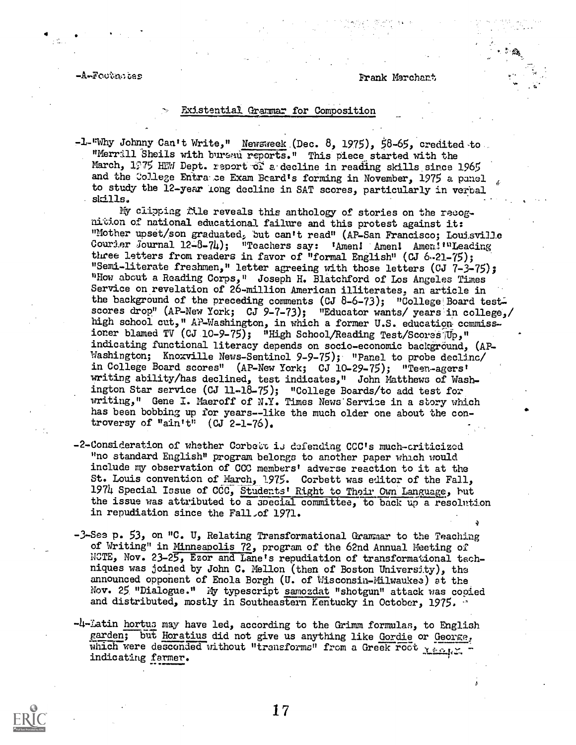-A-Footnotes Frank Marchant

## Existential Grammar for Composition

-1-"Why Johnny Can't Write," Newsweek (Dec. 8, 1975), 58-65, credited to "Merrill Sheils with bureau reports." This piece started with the March, 1975 HEW Dept. report of a decline in reading skills since 1965 and the College Entrance Exam Board's forming in November, 1975 a panel to study the 12-year long decline in SAT scores, particularly in verbal skills.

My clipping file reveals this anthology of stories on the recognition of national educational failure and this protest against it: "Mother upset/son graduated, but can't read" (AP-San Francisco; Louisville Courier Journal 12-8-74); "Teachers say: 'Amen! Amen! Amen!'"Leading three letters from readers in favor of "formal English" (CJ 6-21-75); "Semi-literate freshmen," letter agreeing with those letters (CJ 7-3-75); "How about a Reading Corps," Joseph H. Blatchford of Los Angeles Times Service on revelation of 26-million American illiterates, an article in the background of the preceding comments (CJ 8-6-73); "College Board test-scores drop" (AP-New York; CJ 9-7-73); "Educator wants/ years in college,/ high school cut," AP-Washington, in which a former U.S. education commissioner blamed TV (CJ 10-9-75); "High School/Reading Test/Scores Up," indicating functional literacy depends on socio-economic background, (AP-Washington; Knoxville News-Sentinel 9-9-75); "Panel to probe decline/ in College Board scores" (AP-New York; CJ 10-29-75); "Teen-agers' writing ability/has declined, test indicates," John Matthews of Washington Star service (CJ 11-18-75); "College Boards/to add test for writing," Gene I. Maeroff of N.Y. Times News Service in a story which has been bobbing up for years--like the much older one about the controversy of "ain't" (CJ 2-1-76).

-2-Consideration of whether Corbett is defending CCC's much-criticized "no standard English" program belongs to another paper which would include my observation of CCC members' adverse reaction to it at the St. Louis convention of March, 1975. Corbett was editor of the Fall, 1974 Special Issue of CCC, Students' Right to Their Own Language, but the issue was attributed to a special committee, to back up a resolution in repudiation since the Fall of 1971.

-3-See p. 53, on "C. U, Relating Transformational Grammar to the Teaching of Writing" in Minneapolis 72, program of the 62nd Annual Meeting of NCTE, Nov. 23-25, Ezor and Lane's repudiation of transformational techniques was joined by John C. Mellon (then of Boston University), the announced opponent of Enola Borgh (U. of Wisconsin-Milwaukee) at the Nov. 25 "Dialogue." My typescript samozdat "shotgun" attack was copied and distributed, mostly in Southeastern Kentucky in October, 1975.

-4-Latin hortus may have led, according to the Grimm formulas, to English garden; but Horatius did not give us anything like Gordie or George, which were descended without "transforms" from a Greek root γεωργός - indicating farmer.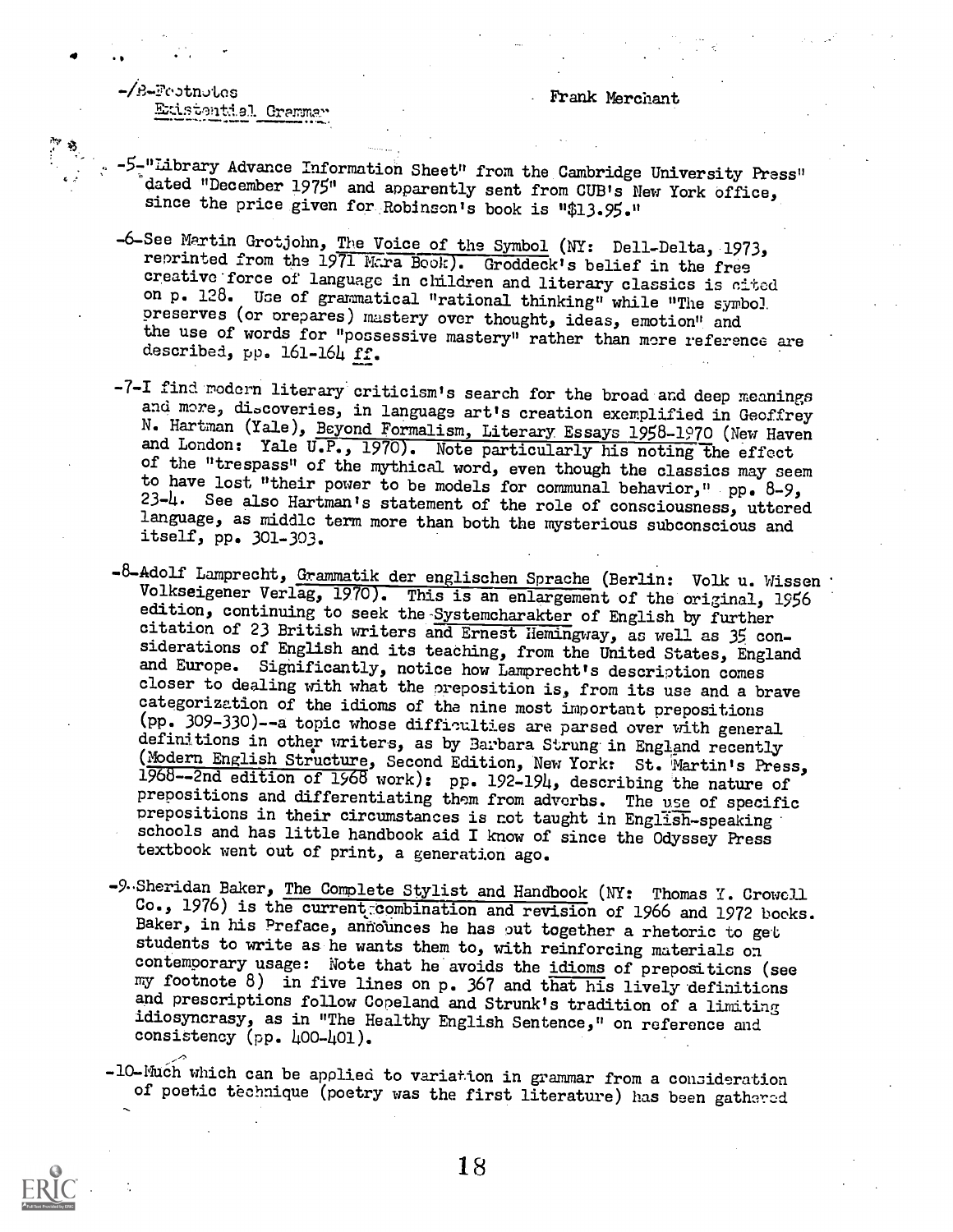-/B-Footnotes
Existential Grammar

Frank Merchant

-5-"Library Advance Information Sheet" from the Cambridge University Press" dated "December 1975" and apparently sent from CUP's New York office, since the price given for Robinson's book is "$13.95."

-6-See Martin Grotjohn, The Voice of the Symbol (NY: Dell-Delta, 1973, reprinted from the 1971 Mara Book). Groddeck's belief in the free creative force of language in children and literary classics is cited on p. 128. Use of grammatical "rational thinking" while "The symbol preserves (or prepares) mastery over thought, ideas, emotion" and the use of words for "possessive mastery" rather than mere reference are described, pp. 161-164 ff.

-7-I find modern literary criticism's search for the broad and deep meanings and more, discoveries, in language art's creation exemplified in Geoffrey N. Hartman (Yale), Beyond Formalism, Literary Essays 1958-1970 (New Haven and London: Yale U.P., 1970). Note particularly his noting the effect of the "trespass" of the mythical word, even though the classics may seem to have lost "their power to be models for communal behavior," pp. 8-9, 23-4. See also Hartman's statement of the role of consciousness, uttered language, as middle term more than both the mysterious subconscious and itself, pp. 301-303.

-8-Adolf Lamprecht, Grammatik der englischen Sprache (Berlin: Volk u. Wissen Volkseigener Verlag, 1970). This is an enlargement of the original, 1956 edition, continuing to seek the Systemcharakter of English by further citation of 23 British writers and Ernest Hemingway, as well as 35 considerations of English and its teaching, from the United States, England and Europe. Significantly, notice how Lamprecht's description comes closer to dealing with what the preposition is, from its use and a brave categorization of the idioms of the nine most important prepositions (pp. 309-330)--a topic whose difficulties are parsed over with general definitions in other writers, as by Barbara Strung in England recently (Modern English Structure, Second Edition, New York: St. Martin's Press, 1968--2nd edition of 1968 work): pp. 192-194, describing the nature of prepositions and differentiating them from adverbs. The use of specific prepositions in their circumstances is not taught in English-speaking schools and has little handbook aid I know of since the Odyssey Press textbook went out of print, a generation ago.

-9-Sheridan Baker, The Complete Stylist and Handbook (NY: Thomas Y. Crowell Co., 1976) is the current combination and revision of 1966 and 1972 books. Baker, in his Preface, announces he has put together a rhetoric to get students to write as he wants them to, with reinforcing materials on contemporary usage: Note that he avoids the idioms of prepositions (see my footnote 8) in five lines on p. 367 and that his lively definitions and prescriptions follow Copeland and Strunk's tradition of a limiting idiosyncrasy, as in "The Healthy English Sentence," on reference and consistency (pp. 400-401).

-10-Much which can be applied to variation in grammar from a consideration of poetic technique (poetry was the first literature) has been gathered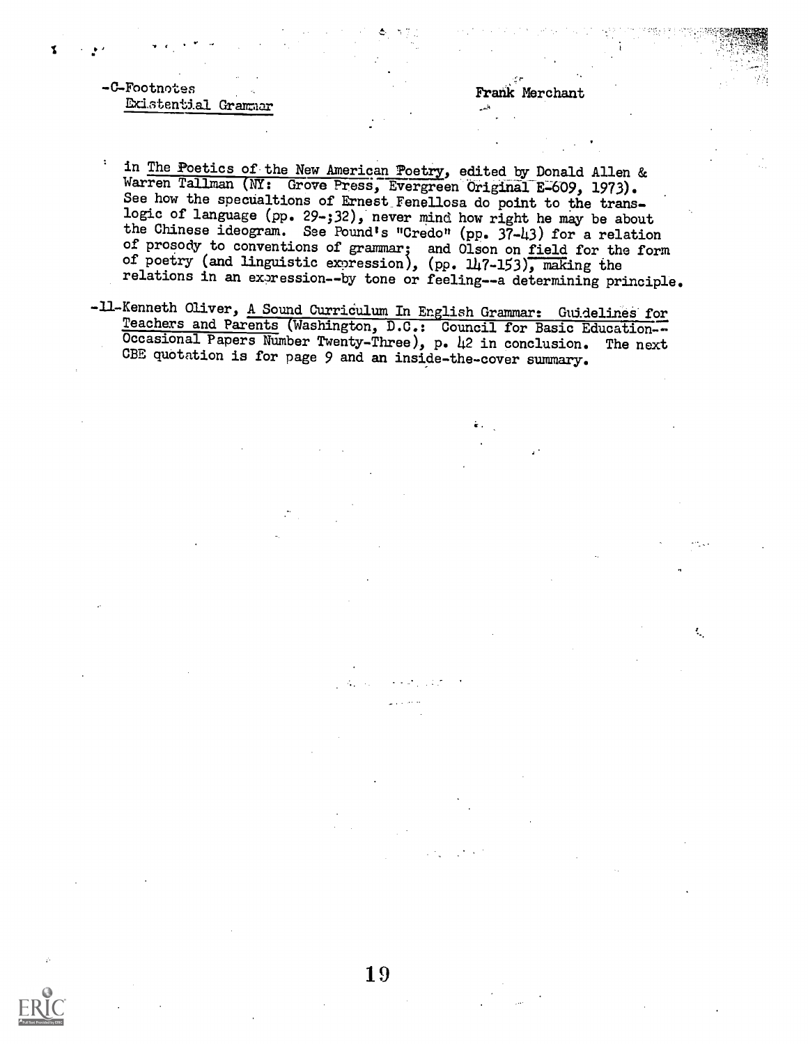-C-Footnotes
Existential Grammar

Frank Merchant

in The Poetics of the New American Poetry, edited by Donald Allen & Warren Tallman (NY: Grove Press, Evergreen Original E-609, 1973). See how the specualtions of Ernest Fenellosa do point to the trans-logic of language (pp. 29-;32), never mind how right he may be about the Chinese ideogram. See Pound's "Credo" (pp. 37-43) for a relation of prosody to conventions of grammar; and Olson on field for the form of poetry (and linguistic expression), (pp. 147-153), making the relations in an expression--by tone or feeling--a determining principle.

-11-Kenneth Oliver, A Sound Curriculum In English Grammar: Guidelines for Teachers and Parents (Washington, D.C.: Council for Basic Education--Occasional Papers Number Twenty-Three), p. 42 in conclusion. The next CBE quotation is for page 9 and an inside-the-cover summary.